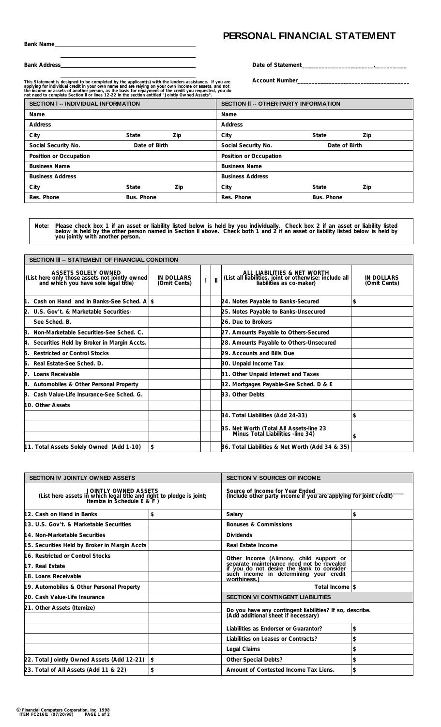# PERSONAL FINANCIAL STATEMENT

**Bank Name**\_\_\_\_\_\_\_\_\_\_\_\_\_\_\_\_\_\_\_\_\_\_\_\_\_\_\_\_\_\_\_\_\_\_\_\_\_\_\_\_

**Bank Address**\_\_\_\_\_\_\_\_\_\_\_\_\_\_\_\_\_\_\_\_\_\_\_\_\_\_\_\_\_\_\_\_\_\_\_\_\_\_\_\_

**Date of Statement**\_\_\_\_\_\_\_\_\_\_\_\_\_\_\_\_\_\_\_\_\_\_\_\_,\_\_\_\_\_\_\_\_\_\_\_

**Account Number**\_\_\_\_\_\_\_\_\_\_\_\_\_\_\_\_\_\_\_\_\_\_\_\_\_\_\_\_\_\_\_\_\_\_\_\_\_\_\_\_

**This Statement is designed to be completed by the applicant(s) with the lenders assistance. If you are applying for individual credit in your own name and are relying on your own income or assets, and not the income or assets of another person, as the basis for repayment of the credit you requested, you do not need to complete Section II or lines 12-22 in the section entitled "Jointly Owned Assets".**

| SECTION I -- INDIVIDUAL INFORMATION | | | SECTION II -- OTHER PARTY INFORMATION | | |
|---|---|---|---|---|---|
| Name | | | Name | | |
| Address | | | Address | | |
| City | State | Zip | City | State | Zip |
| Social Security No. | Date of Birth | | Social Security No. | Date of Birth | |
| Position or Occupation | | | Position or Occupation | | |
| Business Name | | | Business Name | | |
| Business Address | | | Business Address | | |
| City | State | Zip | City | State | Zip |
| Res. Phone | Bus. Phone | | Res. Phone | Bus. Phone | |

**Note: Please check box 1 if an asset or liability listed below is held by you individually. Check box 2 if an asset or liability listed below is held by the other person named in Section II above. Check both 1 and 2 if an asset or liability listed below is held by you jointly with another person.**

**SECTION III -- STATEMENT OF FINANCIAL CONDITION**

| ASSETS SOLELY OWNED (List here only those assets not jointly owned and which you have sole legal title) | IN DOLLARS (Omit Cents) | I | II | ALL LIABILITIES & NET WORTH (List all liabilities, joint or otherwise: include all liabilities as co-maker) | IN DOLLARS (Omit Cents) |
|---|---|---|---|---|---|
| 1. Cash on Hand and in Banks-See Sched. A | $ | | | 24. Notes Payable to Banks-Secured | $ |
| 2. U.S. Gov't. & Marketable Securities- | | | | 25. Notes Payable to Banks-Unsecured | |
| See Sched. B. | | | | 26. Due to Brokers | |
| 3. Non-Marketable Securities-See Sched. C. | | | | 27. Amounts Payable to Others-Secured | |
| 4. Securities Held by Broker in Margin Accts. | | | | 28. Amounts Payable to Others-Unsecured | |
| 5. Restricted or Control Stocks | | | | 29. Accounts and Bills Due | |
| 6. Real Estate-See Sched. D. | | | | 30. Unpaid Income Tax | |
| 7. Loans Receivable | | | | 31. Other Unpaid Interest and Taxes | |
| 8. Automobiles & Other Personal Property | | | | 32. Mortgages Payable-See Sched. D & E | |
| 9. Cash Value-Life Insurance-See Sched. G. | | | | 33. Other Debts | |
| 10. Other Assets | | | | | |
| | | | | 34. Total Liabilities (Add 24-33) | $ |
| | | | | 35. Net Worth (Total All Assets-line 23 Minus Total Liabilities -line 34) | $ |
| 11. Total Assets Solely Owned (Add 1-10) | $ | | | 36. Total Liabilities & Net Worth (Add 34 & 35) | |

| SECTION IV JOINTLY OWNED ASSETS | | SECTION V SOURCES OF INCOME | |
|---|---|---|---|
| JOINTLY OWNED ASSETS (List here assets in which legal title and right to pledge is joint; Itemize in Schedule E & F) | | Source of Income for Year Ended \_\_\_\_\_\_\_\_\_\_\_\_\_\_\_\_\_\_\_\_, \_\_\_\_\_\_ (Include other party income if you are applying for joint credit) | |
| 12. Cash on Hand in Banks | $ | Salary | $ |
| 13. U.S. Gov't. & Marketable Securities | | Bonuses & Commissions | |
| 14. Non-Marketable Securities | | Dividends | |
| 15. Securities Held by Broker in Margin Accts | | Real Estate Income | |
| 16. Restricted or Control Stocks | | Other Income (Alimony, child support or separate maintenance need not be revealed if you do not desire the Bank to consider such income in determining your credit worthiness.) | |
| 17. Real Estate | | | |
| 18. Loans Receivable | | | |
| 19. Automobiles & Other Personal Property | | Total Income | $ |
| 20. Cash Value-Life Insurance | | SECTION VI CONTINGENT LIABILITIES | |
| 21. Other Assets (Itemize) | | Do you have any contingent liabilities? If so, describe. (Add additional sheet if necessary) | |
| | | | |
| | | Liabilities as Endorser or Guarantor? | $ |
| | | Liabilities on Leases or Contracts? | $ |
| | | Legal Claims | $ |
| 22. Total Jointly Owned Assets (Add 12-21) | $ | Other Special Debts? | $ |
| 23. Total of All Assets (Add 11 & 22) | $ | Amount of Contested Income Tax Liens. | $ |

© Financial Computers Corporation, Inc. 1998
ITEM FC216I1 (07/20/98)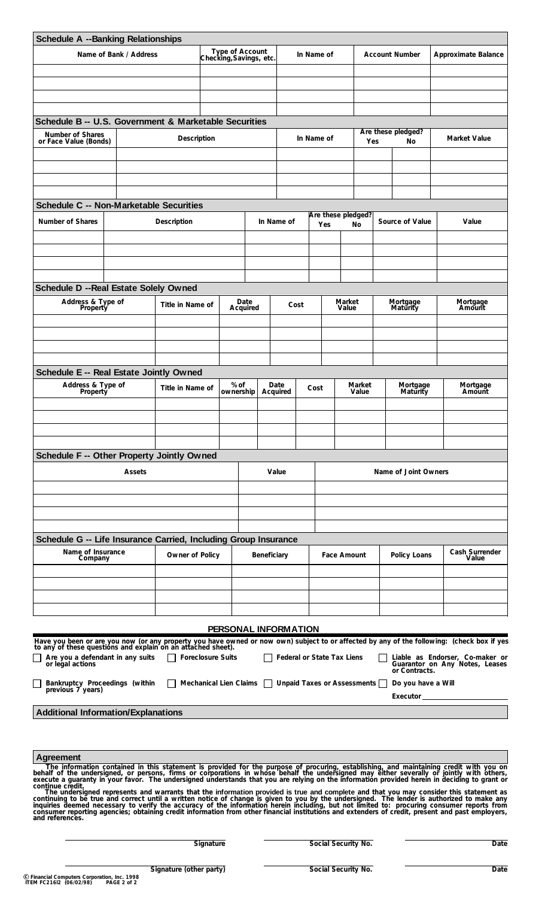## Schedule A --Banking Relationships

| Name of Bank / Address | Type of Account Checking, Savings, etc. | In Name of | Account Number | Approximate Balance |
|---|---|---|---|---|
| | | | | |
| | | | | |
| | | | | |
| | | | | |

## Schedule B -- U.S. Government & Marketable Securities

| Number of Shares or Face Value (Bonds) | Description | In Name of | Are these pledged? Yes | No | Market Value |
|---|---|---|---|---|---|
| | | | | | |
| | | | | | |
| | | | | | |
| | | | | | |

## Schedule C -- Non-Marketable Securities

| Number of Shares | Description | In Name of | Are these pledged? Yes | No | Source of Value | Value |
|---|---|---|---|---|---|---|
| | | | | | | |
| | | | | | | |
| | | | | | | |
| | | | | | | |

## Schedule D --Real Estate Solely Owned

| Address & Type of Property | Title in Name of | Date Acquired | Cost | Market Value | Mortgage Maturity | Mortgage Amount |
|---|---|---|---|---|---|---|
| | | | | | | |
| | | | | | | |
| | | | | | | |
| | | | | | | |

## Schedule E -- Real Estate Jointly Owned

| Address & Type of Property | Title in Name of | % of ownership | Date Acquired | Cost | Market Value | Mortgage Maturity | Mortgage Amount |
|---|---|---|---|---|---|---|---|
| | | | | | | | |
| | | | | | | | |
| | | | | | | | |
| | | | | | | | |

## Schedule F -- Other Property Jointly Owned

| Assets | Value | Name of Joint Owners |
|---|---|---|
| | | |
| | | |
| | | |
| | | |

## Schedule G -- Life Insurance Carried, Including Group Insurance

| Name of Insurance Company | Owner of Policy | Beneficiary | Face Amount | Policy Loans | Cash Surrender Value |
|---|---|---|---|---|---|
| | | | | | |
| | | | | | |
| | | | | | |
| | | | | | |

## PERSONAL INFORMATION

Have you been or are you now (or any property you have owned or now own) subject to or affected by any of the following: (check box if yes to any of these questions and explain on an attached sheet).

- ☐ Are you a defendant in any suits or legal actions
- ☐ Foreclosure Suits
- ☐ Federal or State Tax Liens
- ☐ Liable as Endorser, Co-maker or Guarantor on Any Notes, Leases or Contracts.
- ☐ Bankruptcy Proceedings (within previous 7 years)
- ☐ Mechanical Lien Claims
- ☐ Unpaid Taxes or Assessments
- ☐ Do you have a Will

Executor ______________________

## Additional Information/Explanations

## Agreement

The information contained in this statement is provided for the purpose of procuring, establishing, and maintaining credit with you on behalf of the undersigned, or persons, firms or corporations in whose behalf the undersigned may either severally or jointly with others, execute a guaranty in your favor. The undersigned understands that you are relying on the information provided herein in deciding to grant or continue credit.

The undersigned represents and warrants that the information provided is true and complete and that you may consider this statement as continuing to be true and correct until a written notice of change is given to you by the undersigned. The lender is authorized to make any inquiries deemed necessary to verify the accuracy of the information herein including, but not limited to: procuring consumer reports from consumer reporting agencies; obtaining credit information from other financial institutions and extenders of credit, present and past employers, and references.

______________________ Signature ______________________ Social Security No. ______________________ Date

______________________ Signature (other party) ______________________ Social Security No. ______________________ Date

© Financial Computers Corporation, Inc. 1998
ITEM FC216I2 (06/02/98)